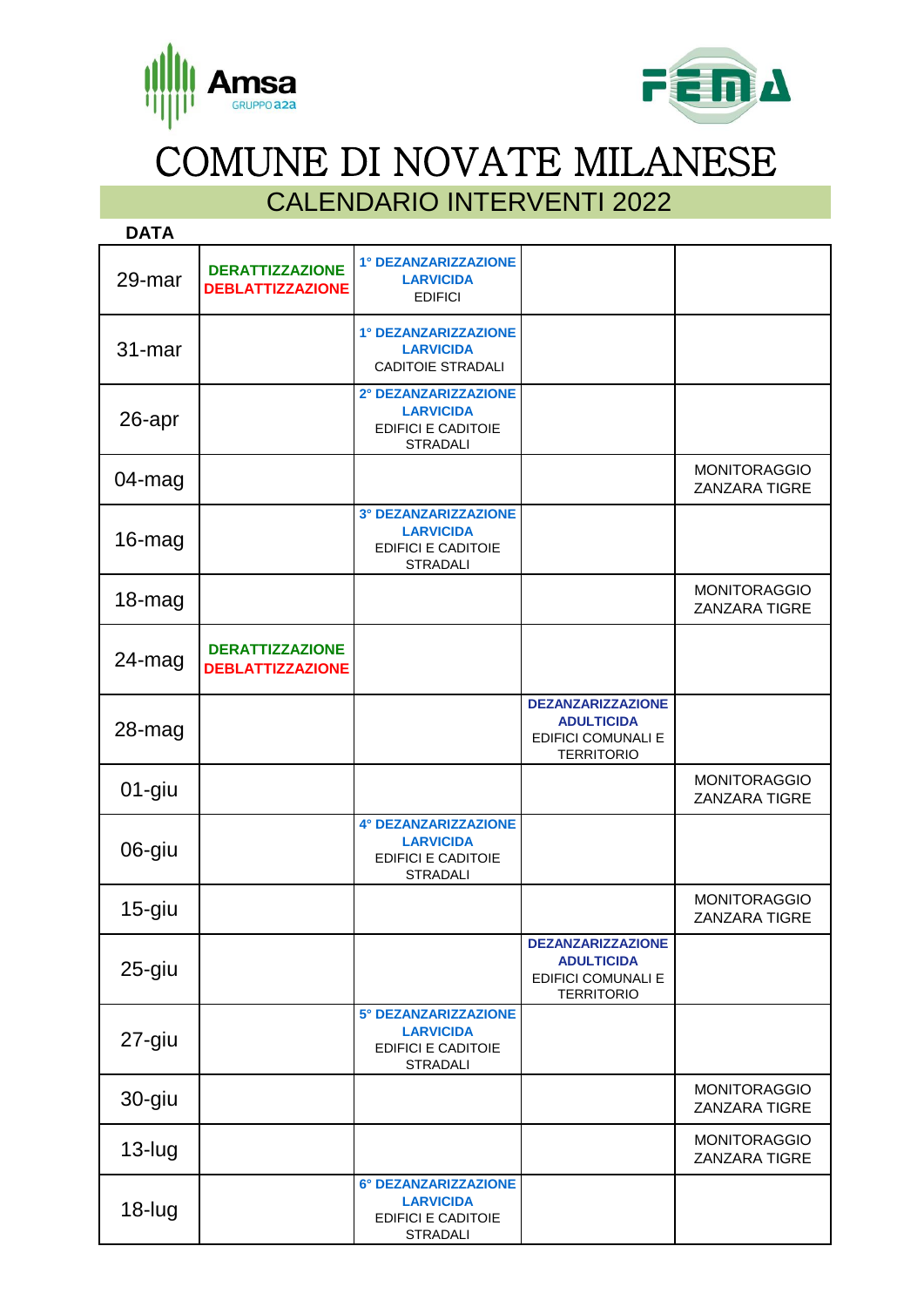# COMUNE DI NOVATE MILANESE

## CALENDARIO INTERVENTI 2022

| DATA | | | | |
|---|---|---|---|---|
| 29-mar | **DERATTIZZAZIONE** **DEBLATTIZZAZIONE** | **1° DEZANZARIZZAZIONE LARVICIDA** EDIFICI | | |
| 31-mar | | **1° DEZANZARIZZAZIONE LARVICIDA** CADITOIE STRADALI | | |
| 26-apr | | **2° DEZANZARIZZAZIONE LARVICIDA** EDIFICI E CADITOIE STRADALI | | |
| 04-mag | | | | MONITORAGGIO ZANZARA TIGRE |
| 16-mag | | **3° DEZANZARIZZAZIONE LARVICIDA** EDIFICI E CADITOIE STRADALI | | |
| 18-mag | | | | MONITORAGGIO ZANZARA TIGRE |
| 24-mag | **DERATTIZZAZIONE** **DEBLATTIZZAZIONE** | | | |
| 28-mag | | | **DEZANZARIZZAZIONE ADULTICIDA** EDIFICI COMUNALI E TERRITORIO | |
| 01-giu | | | | MONITORAGGIO ZANZARA TIGRE |
| 06-giu | | **4° DEZANZARIZZAZIONE LARVICIDA** EDIFICI E CADITOIE STRADALI | | |
| 15-giu | | | | MONITORAGGIO ZANZARA TIGRE |
| 25-giu | | | **DEZANZARIZZAZIONE ADULTICIDA** EDIFICI COMUNALI E TERRITORIO | |
| 27-giu | | **5° DEZANZARIZZAZIONE LARVICIDA** EDIFICI E CADITOIE STRADALI | | |
| 30-giu | | | | MONITORAGGIO ZANZARA TIGRE |
| 13-lug | | | | MONITORAGGIO ZANZARA TIGRE |
| 18-lug | | **6° DEZANZARIZZAZIONE LARVICIDA** EDIFICI E CADITOIE STRADALI | | |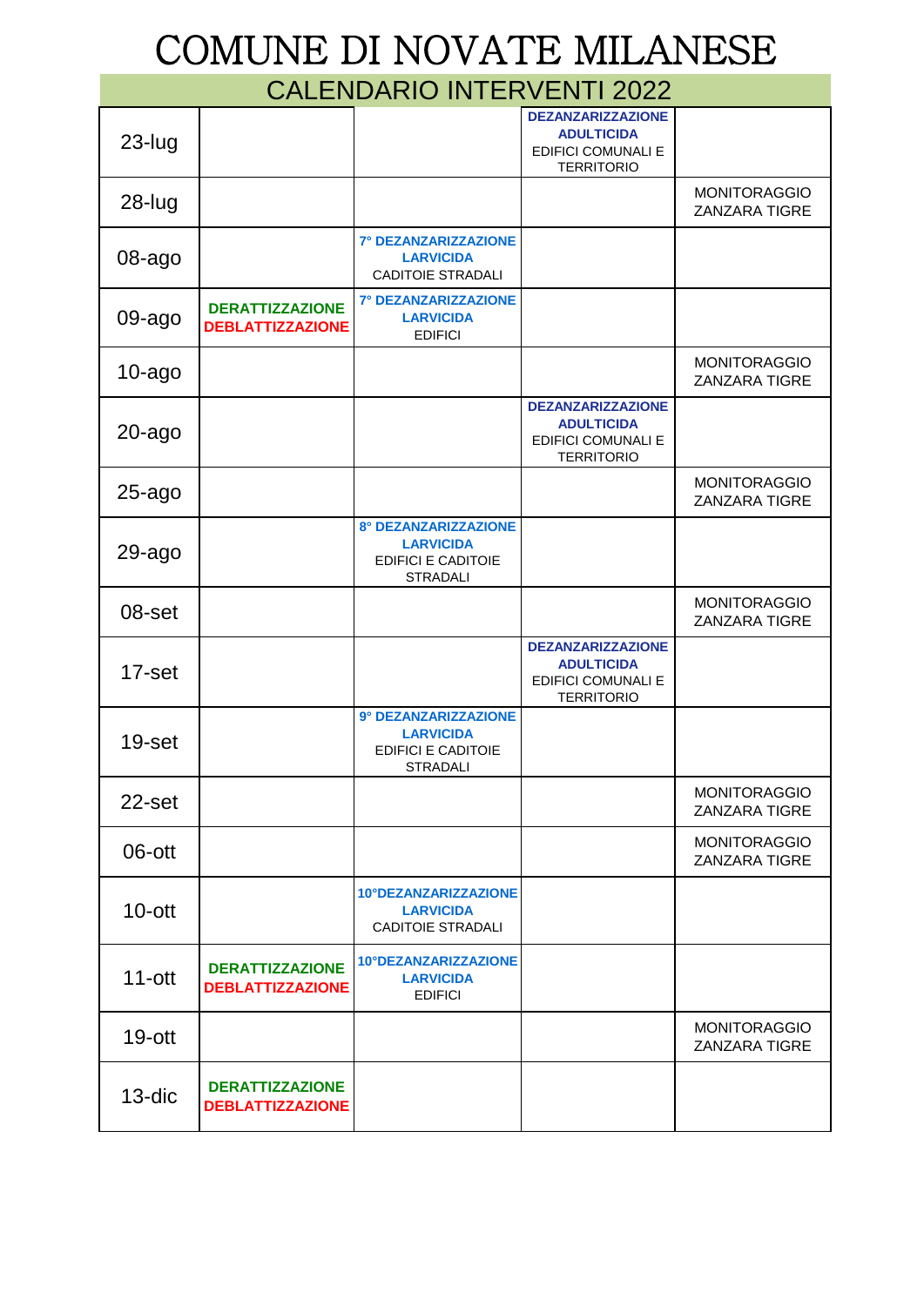# COMUNE DI NOVATE MILANESE

## CALENDARIO INTERVENTI 2022

| | | | | |
|---|---|---|---|---|
| 23-lug | | | **DEZANZARIZZAZIONE ADULTICIDA** EDIFICI COMUNALI E TERRITORIO | |
| 28-lug | | | | MONITORAGGIO ZANZARA TIGRE |
| 08-ago | | **7° DEZANZARIZZAZIONE LARVICIDA** CADITOIE STRADALI | | |
| 09-ago | **DERATTIZZAZIONE DEBLATTIZZAZIONE** | **7° DEZANZARIZZAZIONE LARVICIDA** EDIFICI | | |
| 10-ago | | | | MONITORAGGIO ZANZARA TIGRE |
| 20-ago | | | **DEZANZARIZZAZIONE ADULTICIDA** EDIFICI COMUNALI E TERRITORIO | |
| 25-ago | | | | MONITORAGGIO ZANZARA TIGRE |
| 29-ago | | **8° DEZANZARIZZAZIONE LARVICIDA** EDIFICI E CADITOIE STRADALI | | |
| 08-set | | | | MONITORAGGIO ZANZARA TIGRE |
| 17-set | | | **DEZANZARIZZAZIONE ADULTICIDA** EDIFICI COMUNALI E TERRITORIO | |
| 19-set | | **9° DEZANZARIZZAZIONE LARVICIDA** EDIFICI E CADITOIE STRADALI | | |
| 22-set | | | | MONITORAGGIO ZANZARA TIGRE |
| 06-ott | | | | MONITORAGGIO ZANZARA TIGRE |
| 10-ott | | **10°DEZANZARIZZAZIONE LARVICIDA** CADITOIE STRADALI | | |
| 11-ott | **DERATTIZZAZIONE DEBLATTIZZAZIONE** | **10°DEZANZARIZZAZIONE LARVICIDA** EDIFICI | | |
| 19-ott | | | | MONITORAGGIO ZANZARA TIGRE |
| 13-dic | **DERATTIZZAZIONE DEBLATTIZZAZIONE** | | | |